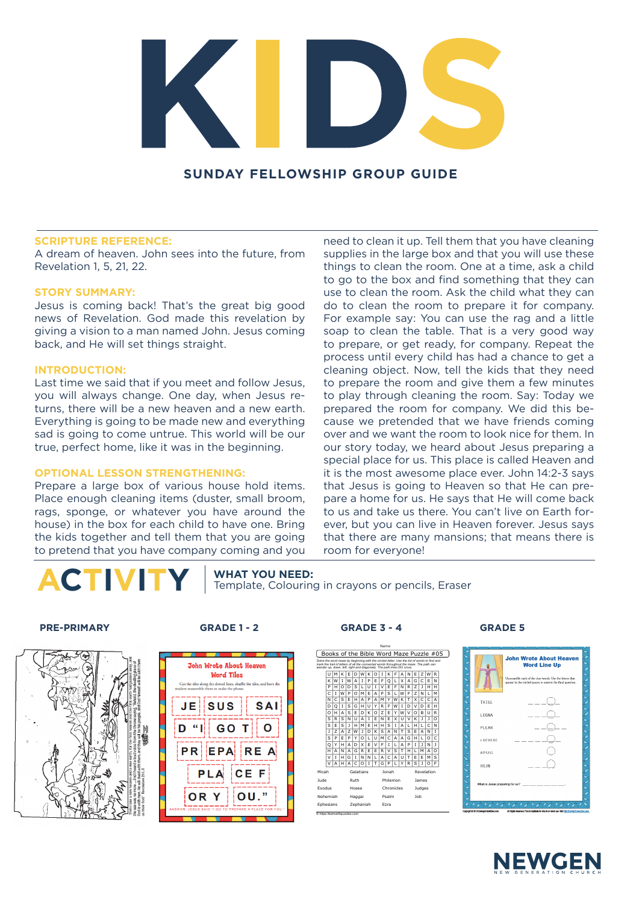# KIDS

## SUNDAY FELLOWSHIP GROUP GUIDE

### SCRIPTURE REFERENCE:

A dream of heaven. John sees into the future, from Revelation 1, 5, 21, 22.

### STORY SUMMARY:

Jesus is coming back! That's the great big good news of Revelation. God made this revelation by giving a vision to a man named John. Jesus coming back, and He will set things straight.

### INTRODUCTION:

Last time we said that if you meet and follow Jesus, you will always change. One day, when Jesus returns, there will be a new heaven and a new earth. Everything is going to be made new and everything sad is going to come untrue. This world will be our true, perfect home, like it was in the beginning.

### OPTIONAL LESSON STRENGTHENING:

Prepare a large box of various house hold items. Place enough cleaning items (duster, small broom, rags, sponge, or whatever you have around the house) in the box for each child to have one. Bring the kids together and tell them that you are going to pretend that you have company coming and you need to clean it up. Tell them that you have cleaning supplies in the large box and that you will use these things to clean the room. One at a time, ask a child to go to the box and find something that they can use to clean the room. Ask the child what they can do to clean the room to prepare it for company. For example say: You can use the rag and a little soap to clean the table. That is a very good way to prepare, or get ready, for company. Repeat the process until every child has had a chance to get a cleaning object. Now, tell the kids that they need to prepare the room and give them a few minutes to play through cleaning the room. Say: Today we prepared the room for company. We did this because we pretended that we have friends coming over and we want the room to look nice for them. In our story today, we heard about Jesus preparing a special place for us. This place is called Heaven and it is the most awesome place ever. John 14:2-3 says that Jesus is going to Heaven so that He can prepare a home for us. He says that He will come back to us and take us there. You can't live on Earth forever, but you can live in Heaven forever. Jesus says that there are many mansions; that means there is room for everyone!

## ACTIVITY

**WHAT YOU NEED:**
Template, Colouring in crayons or pencils, Eraser

**PRE-PRIMARY**

**GRADE 1 - 2**

**GRADE 3 - 4**

**GRADE 5**

NEWGEN
NEW GENERATION CHURCH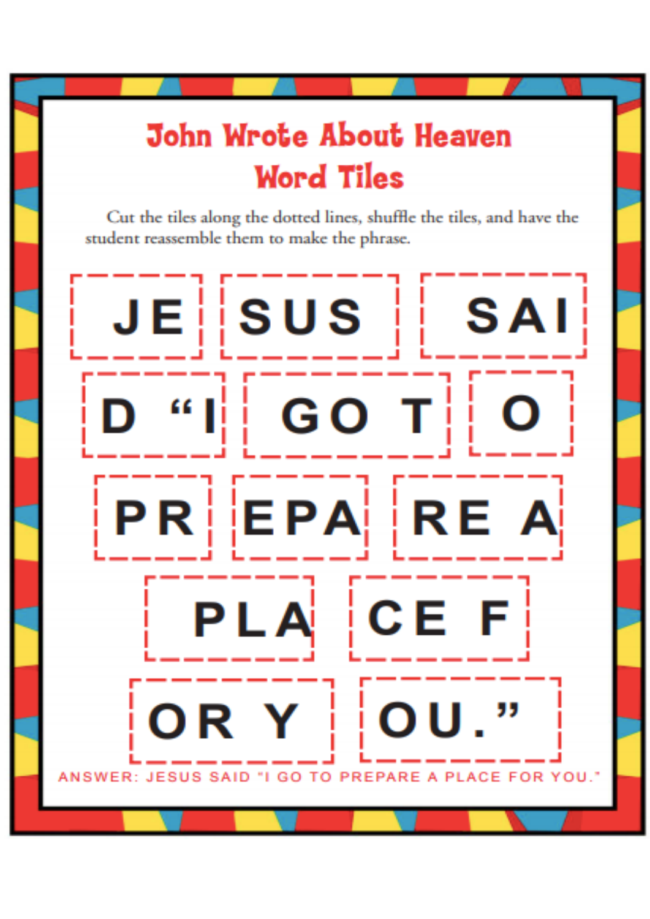# John Wrote About Heaven
## Word Tiles

Cut the tiles along the dotted lines, shuffle the tiles, and have the student reassemble them to make the phrase.

| JE | SUS | SAI |
|---|---|---|
| D "I | GO T | O |
| PR | EPA | RE A |
| PLA | CE F | |
| OR Y | OU." | |

ANSWER: JESUS SAID "I GO TO PREPARE A PLACE FOR YOU."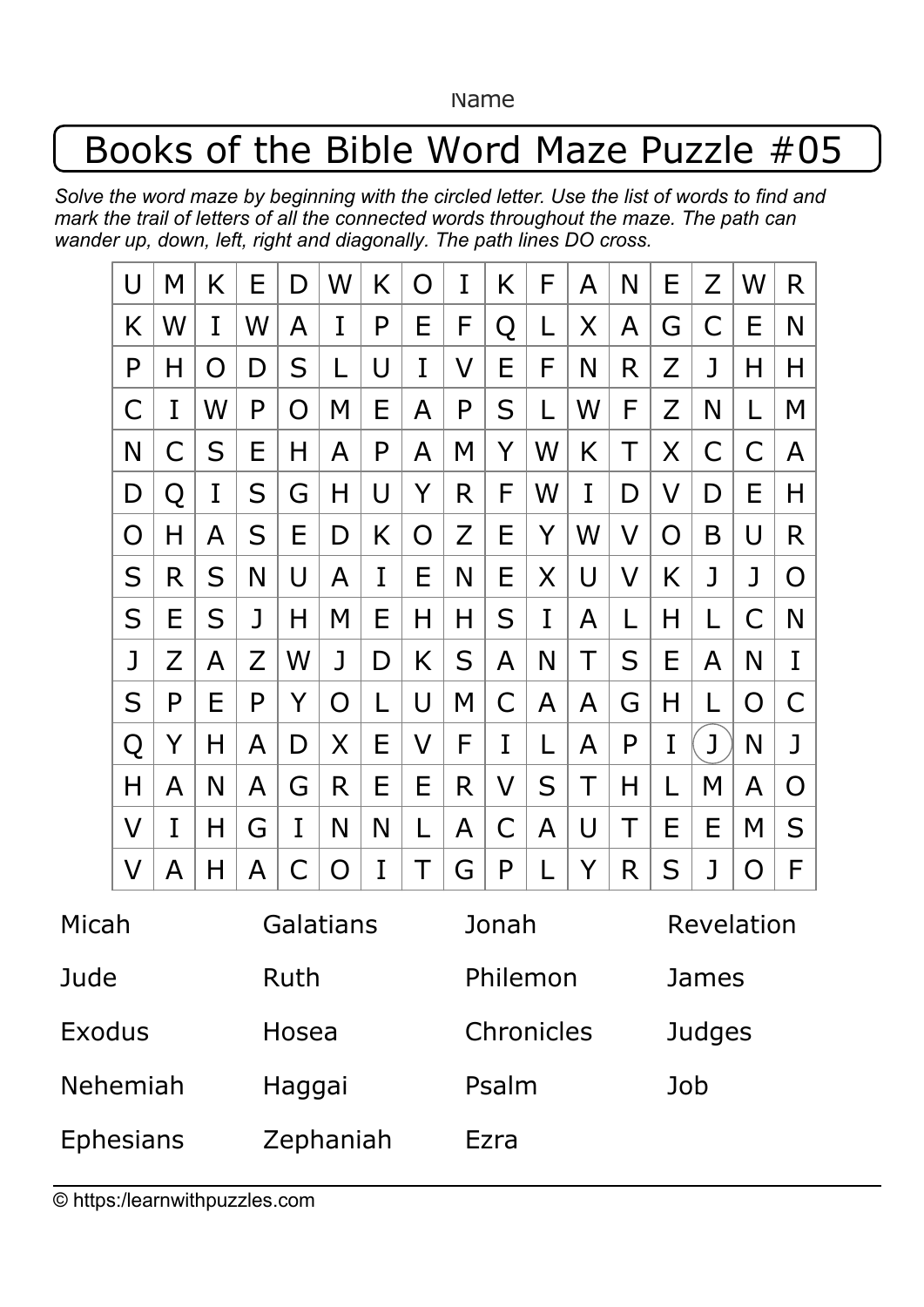Name

# Books of the Bible Word Maze Puzzle #05

*Solve the word maze by beginning with the circled letter. Use the list of words to find and mark the trail of letters of all the connected words throughout the maze. The path can wander up, down, left, right and diagonally. The path lines DO cross.*

| | | | | | | | | | | | | | | | | |
|---|---|---|---|---|---|---|---|---|---|---|---|---|---|---|---|---|
| U | M | K | E | D | W | K | O | I | K | F | A | N | E | Z | W | R |
| K | W | I | W | A | I | P | E | F | Q | L | X | A | G | C | E | N |
| P | H | O | D | S | L | U | I | V | E | F | N | R | Z | J | H | H |
| C | I | W | P | O | M | E | A | P | S | L | W | F | Z | N | L | M |
| N | C | S | E | H | A | P | A | M | Y | W | K | T | X | C | C | A |
| D | Q | I | S | G | H | U | Y | R | F | W | I | D | V | D | E | H |
| O | H | A | S | E | D | K | O | Z | E | Y | W | V | O | B | U | R |
| S | R | S | N | U | A | I | E | N | E | X | U | V | K | J | J | O |
| S | E | S | J | H | M | E | H | H | S | I | A | L | H | L | C | N |
| J | Z | A | Z | W | J | D | K | S | A | N | T | S | E | A | N | I |
| S | P | E | P | Y | O | L | U | M | C | A | A | G | H | L | O | C |
| Q | Y | H | A | D | X | E | V | F | I | L | A | P | I | (J) | N | J |
| H | A | N | A | G | R | E | E | R | V | S | T | H | L | M | A | O |
| V | I | H | G | I | N | N | L | A | C | A | U | T | E | E | M | S |
| V | A | H | A | C | O | I | T | G | P | L | Y | R | S | J | O | F |

| | | | |
|---|---|---|---|
| Micah | Galatians | Jonah | Revelation |
| Jude | Ruth | Philemon | James |
| Exodus | Hosea | Chronicles | Judges |
| Nehemiah | Haggai | Psalm | Job |
| Ephesians | Zephaniah | Ezra | |

© https:/learnwithpuzzles.com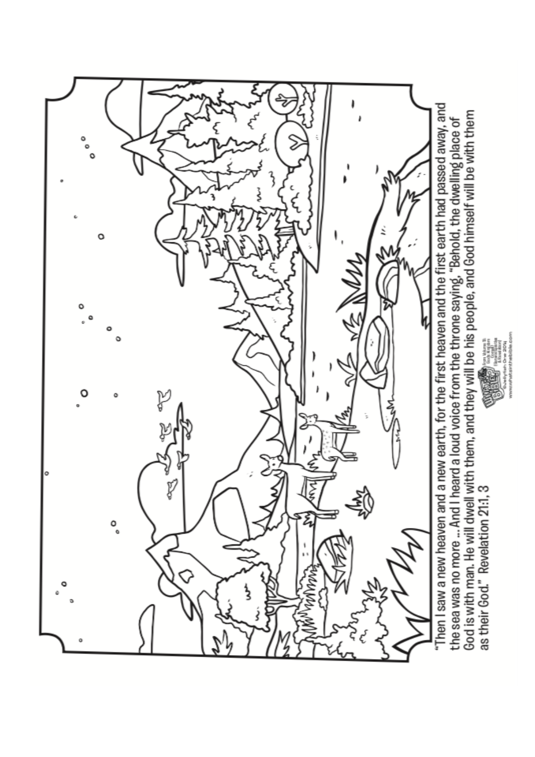"Then I saw a new heaven and a new earth, for the first heaven and the first earth had passed away, and the sea was no more ... And I heard a loud voice from the throne saying, "Behold, the dwelling place of God is with man. He will dwell with them, and they will be his people, and God himself will be with them as their God." Revelation 21:1, 3

©Jellyfish One 2014
www.whatsinthebible.com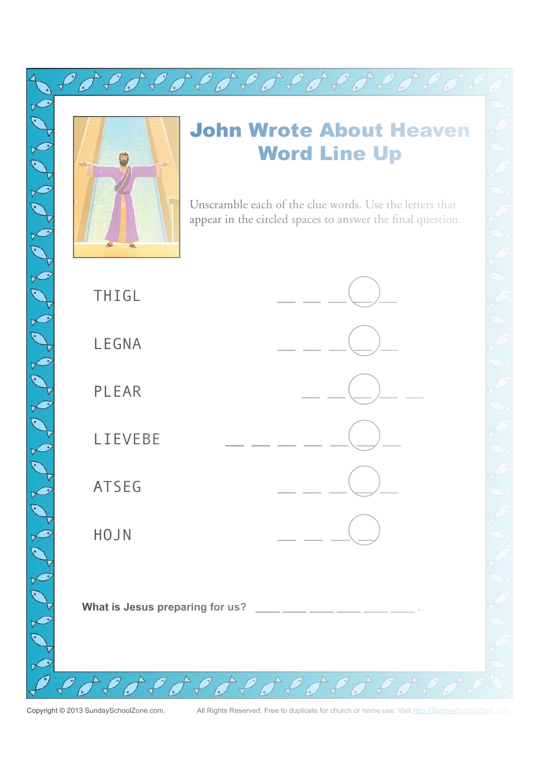# John Wrote About Heaven
## Word Line Up

Unscramble each of the clue words. Use the letters that appear in the circled spaces to answer the final question.

THIGL ___ ___ ___ (___) ___

LEGNA ___ ___ ___ (___) ___

PLEAR ___ ___ (___) ___ ___

LIEVEBE ___ ___ ___ ___ ___ (___) ___

ATSEG ___ ___ ___ (___) ___

HOJN ___ ___ ___ (___)

**What is Jesus preparing for us?** ___ ___ ___ ___ ___ ___ .

Copyright © 2013 SundaySchoolZone.com. All Rights Reserved. Free to duplicate for church or home use. Visit http://SundaySchoolZone.com